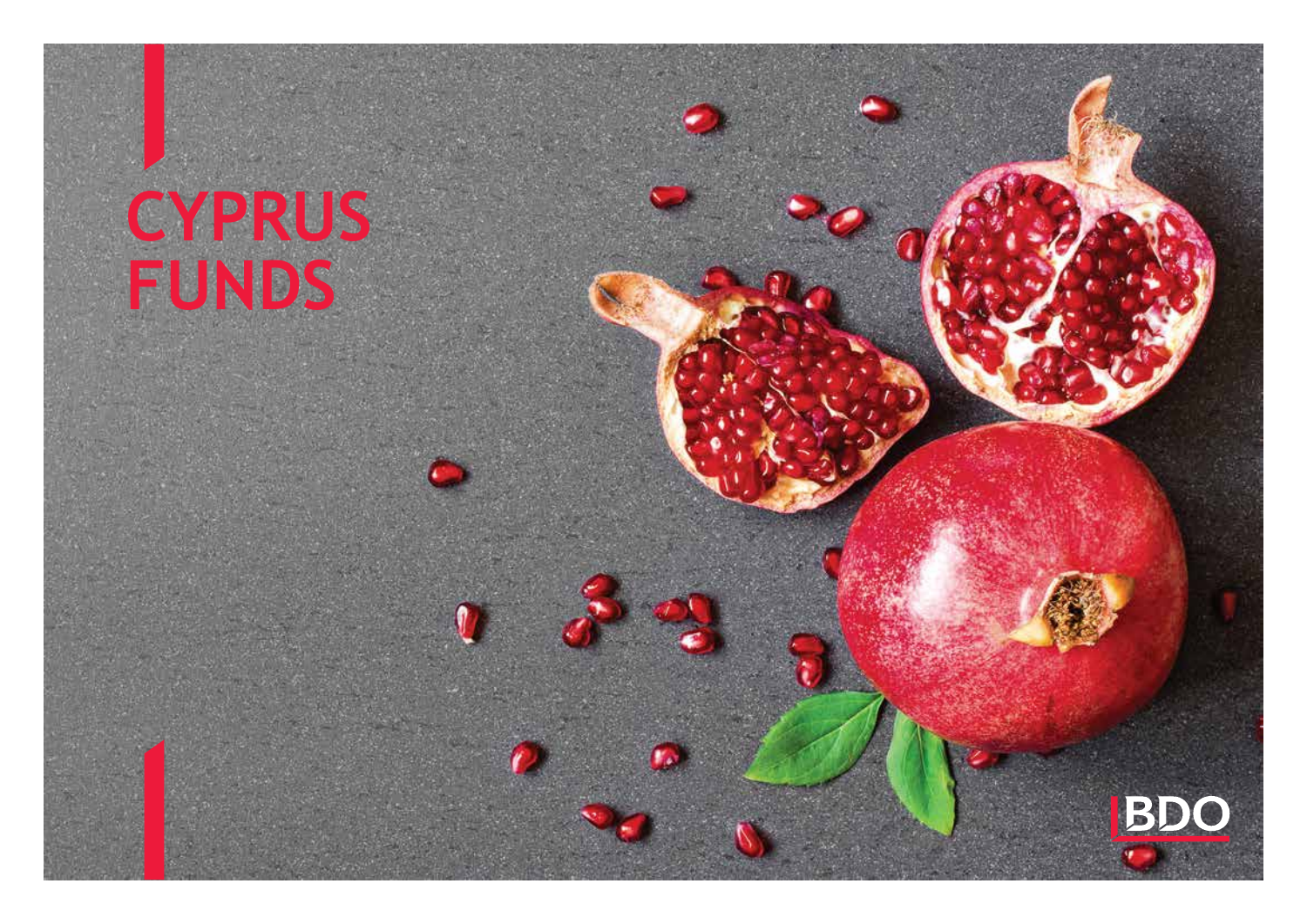# CYPRUS FUNDS

BDO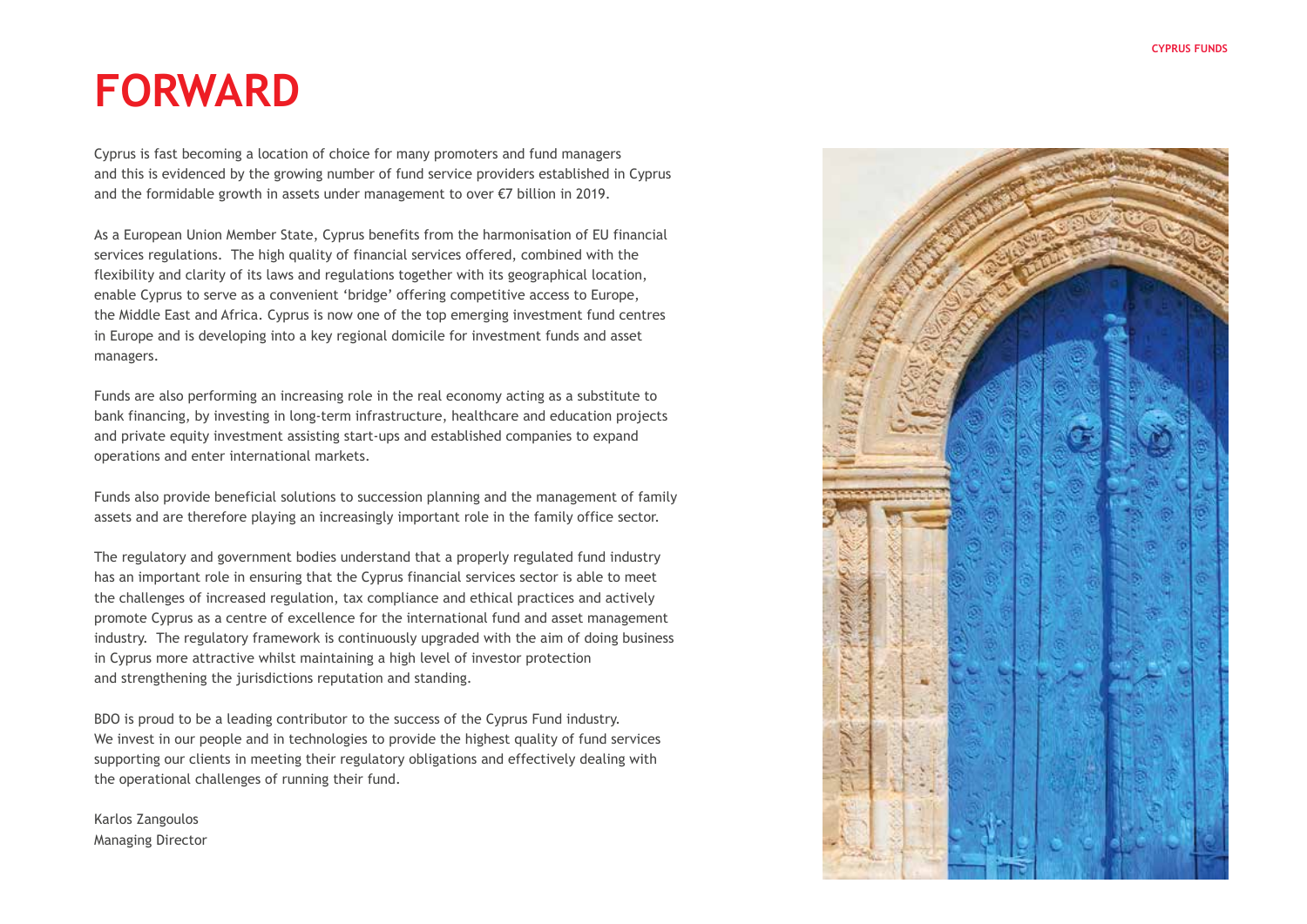# FORWARD

Cyprus is fast becoming a location of choice for many promoters and fund managers and this is evidenced by the growing number of fund service providers established in Cyprus and the formidable growth in assets under management to over €7 billion in 2019.

As a European Union Member State, Cyprus benefits from the harmonisation of EU financial services regulations. The high quality of financial services offered, combined with the flexibility and clarity of its laws and regulations together with its geographical location, enable Cyprus to serve as a convenient 'bridge' offering competitive access to Europe, the Middle East and Africa. Cyprus is now one of the top emerging investment fund centres in Europe and is developing into a key regional domicile for investment funds and asset managers.

Funds are also performing an increasing role in the real economy acting as a substitute to bank financing, by investing in long-term infrastructure, healthcare and education projects and private equity investment assisting start-ups and established companies to expand operations and enter international markets.

Funds also provide beneficial solutions to succession planning and the management of family assets and are therefore playing an increasingly important role in the family office sector.

The regulatory and government bodies understand that a properly regulated fund industry has an important role in ensuring that the Cyprus financial services sector is able to meet the challenges of increased regulation, tax compliance and ethical practices and actively promote Cyprus as a centre of excellence for the international fund and asset management industry. The regulatory framework is continuously upgraded with the aim of doing business in Cyprus more attractive whilst maintaining a high level of investor protection and strengthening the jurisdictions reputation and standing.

BDO is proud to be a leading contributor to the success of the Cyprus Fund industry. We invest in our people and in technologies to provide the highest quality of fund services supporting our clients in meeting their regulatory obligations and effectively dealing with the operational challenges of running their fund.

Karlos Zangoulos
Managing Director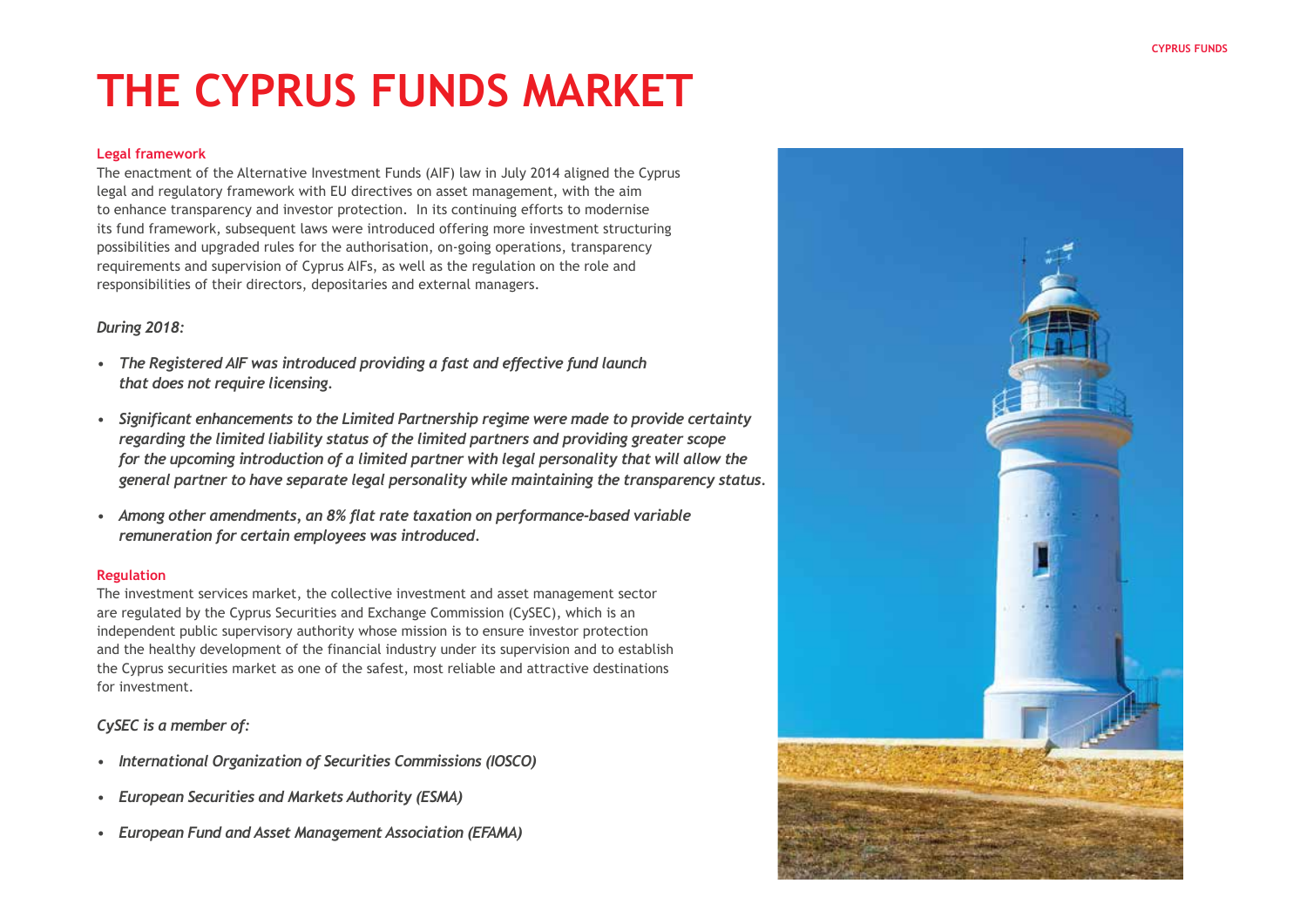# THE CYPRUS FUNDS MARKET

**Legal framework**

The enactment of the Alternative Investment Funds (AIF) law in July 2014 aligned the Cyprus legal and regulatory framework with EU directives on asset management, with the aim to enhance transparency and investor protection. In its continuing efforts to modernise its fund framework, subsequent laws were introduced offering more investment structuring possibilities and upgraded rules for the authorisation, on-going operations, transparency requirements and supervision of Cyprus AIFs, as well as the regulation on the role and responsibilities of their directors, depositaries and external managers.

*During 2018:*

- ***The Registered AIF was introduced providing a fast and effective fund launch that does not require licensing.***
- ***Significant enhancements to the Limited Partnership regime were made to provide certainty regarding the limited liability status of the limited partners and providing greater scope for the upcoming introduction of a limited partner with legal personality that will allow the general partner to have separate legal personality while maintaining the transparency status.***
- ***Among other amendments, an 8% flat rate taxation on performance-based variable remuneration for certain employees was introduced.***

**Regulation**

The investment services market, the collective investment and asset management sector are regulated by the Cyprus Securities and Exchange Commission (CySEC), which is an independent public supervisory authority whose mission is to ensure investor protection and the healthy development of the financial industry under its supervision and to establish the Cyprus securities market as one of the safest, most reliable and attractive destinations for investment.

*CySEC is a member of:*

- ***International Organization of Securities Commissions (IOSCO)***
- ***European Securities and Markets Authority (ESMA)***
- ***European Fund and Asset Management Association (EFAMA)***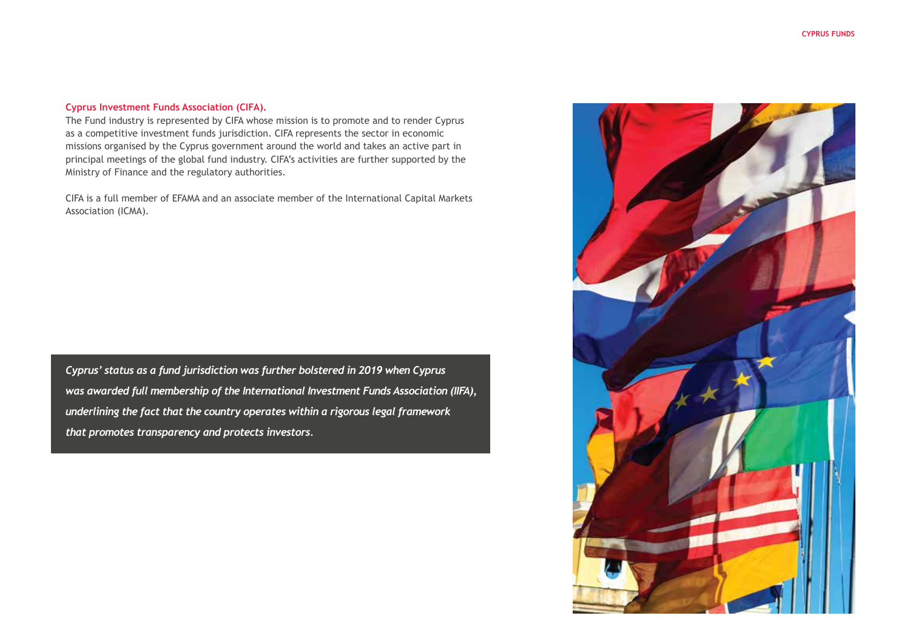## Cyprus Investment Funds Association (CIFA).

The Fund industry is represented by CIFA whose mission is to promote and to render Cyprus as a competitive investment funds jurisdiction. CIFA represents the sector in economic missions organised by the Cyprus government around the world and takes an active part in principal meetings of the global fund industry. CIFA's activities are further supported by the Ministry of Finance and the regulatory authorities.

CIFA is a full member of EFAMA and an associate member of the International Capital Markets Association (ICMA).

***Cyprus' status as a fund jurisdiction was further bolstered in 2019 when Cyprus was awarded full membership of the International Investment Funds Association (IIFA), underlining the fact that the country operates within a rigorous legal framework that promotes transparency and protects investors.***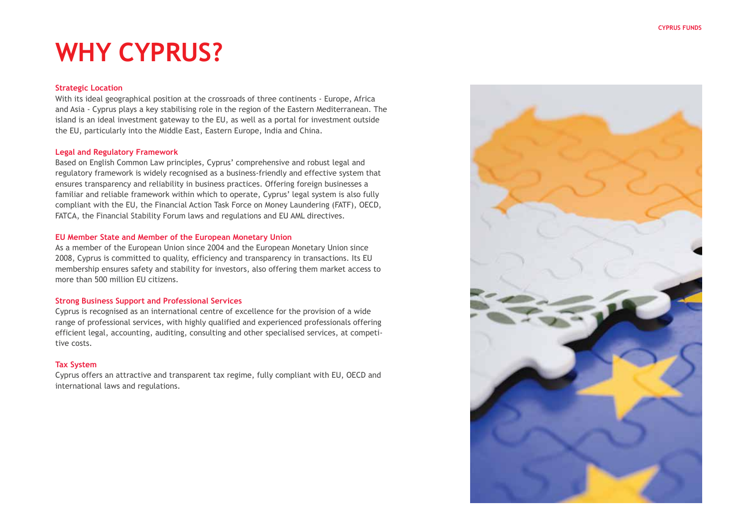# WHY CYPRUS?

### Strategic Location

With its ideal geographical position at the crossroads of three continents - Europe, Africa and Asia - Cyprus plays a key stabilising role in the region of the Eastern Mediterranean. The island is an ideal investment gateway to the EU, as well as a portal for investment outside the EU, particularly into the Middle East, Eastern Europe, India and China.

### Legal and Regulatory Framework

Based on English Common Law principles, Cyprus' comprehensive and robust legal and regulatory framework is widely recognised as a business-friendly and effective system that ensures transparency and reliability in business practices. Offering foreign businesses a familiar and reliable framework within which to operate, Cyprus' legal system is also fully compliant with the EU, the Financial Action Task Force on Money Laundering (FATF), OECD, FATCA, the Financial Stability Forum laws and regulations and EU AML directives.

### EU Member State and Member of the European Monetary Union

As a member of the European Union since 2004 and the European Monetary Union since 2008, Cyprus is committed to quality, efficiency and transparency in transactions. Its EU membership ensures safety and stability for investors, also offering them market access to more than 500 million EU citizens.

### Strong Business Support and Professional Services

Cyprus is recognised as an international centre of excellence for the provision of a wide range of professional services, with highly qualified and experienced professionals offering efficient legal, accounting, auditing, consulting and other specialised services, at competitive costs.

### Tax System

Cyprus offers an attractive and transparent tax regime, fully compliant with EU, OECD and international laws and regulations.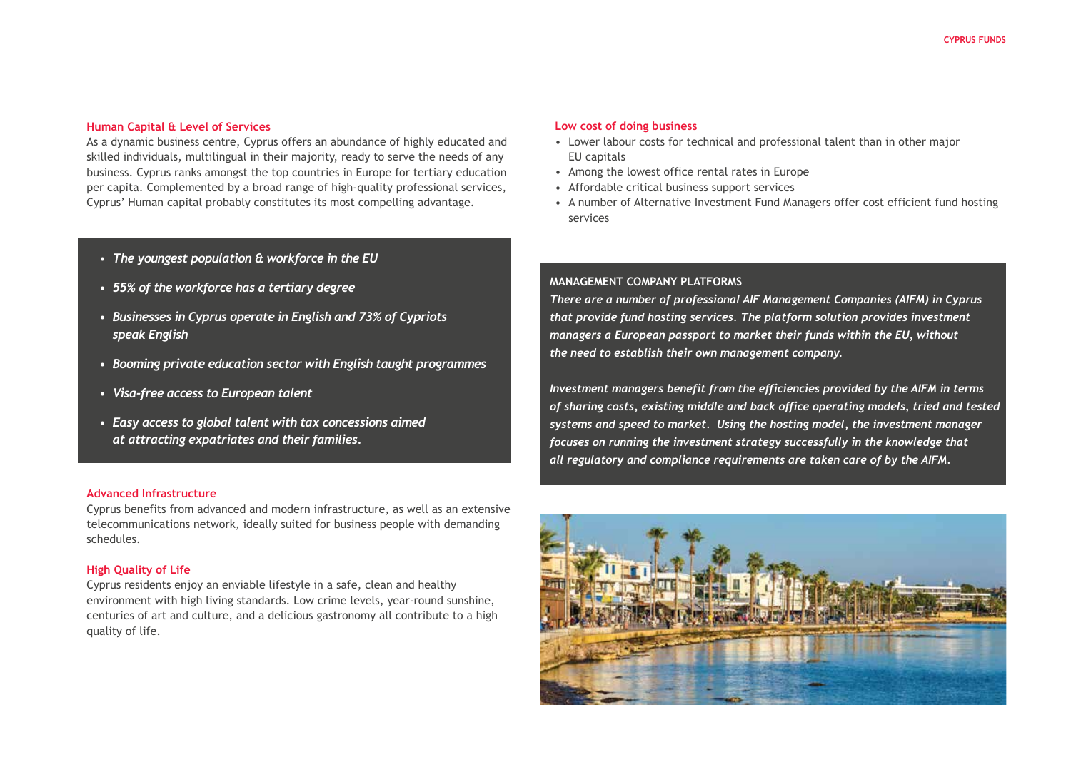### Human Capital & Level of Services

As a dynamic business centre, Cyprus offers an abundance of highly educated and skilled individuals, multilingual in their majority, ready to serve the needs of any business. Cyprus ranks amongst the top countries in Europe for tertiary education per capita. Complemented by a broad range of high-quality professional services, Cyprus' Human capital probably constitutes its most compelling advantage.

- *The youngest population & workforce in the EU*
- *55% of the workforce has a tertiary degree*
- *Businesses in Cyprus operate in English and 73% of Cypriots speak English*
- *Booming private education sector with English taught programmes*
- *Visa-free access to European talent*
- *Easy access to global talent with tax concessions aimed at attracting expatriates and their families.*

### Advanced Infrastructure

Cyprus benefits from advanced and modern infrastructure, as well as an extensive telecommunications network, ideally suited for business people with demanding schedules.

### High Quality of Life

Cyprus residents enjoy an enviable lifestyle in a safe, clean and healthy environment with high living standards. Low crime levels, year-round sunshine, centuries of art and culture, and a delicious gastronomy all contribute to a high quality of life.

### Low cost of doing business

- Lower labour costs for technical and professional talent than in other major EU capitals
- Among the lowest office rental rates in Europe
- Affordable critical business support services
- A number of Alternative Investment Fund Managers offer cost efficient fund hosting services

**MANAGEMENT COMPANY PLATFORMS**

*There are a number of professional AIF Management Companies (AIFM) in Cyprus that provide fund hosting services. The platform solution provides investment managers a European passport to market their funds within the EU, without the need to establish their own management company.*

*Investment managers benefit from the efficiencies provided by the AIFM in terms of sharing costs, existing middle and back office operating models, tried and tested systems and speed to market. Using the hosting model, the investment manager focuses on running the investment strategy successfully in the knowledge that all regulatory and compliance requirements are taken care of by the AIFM.*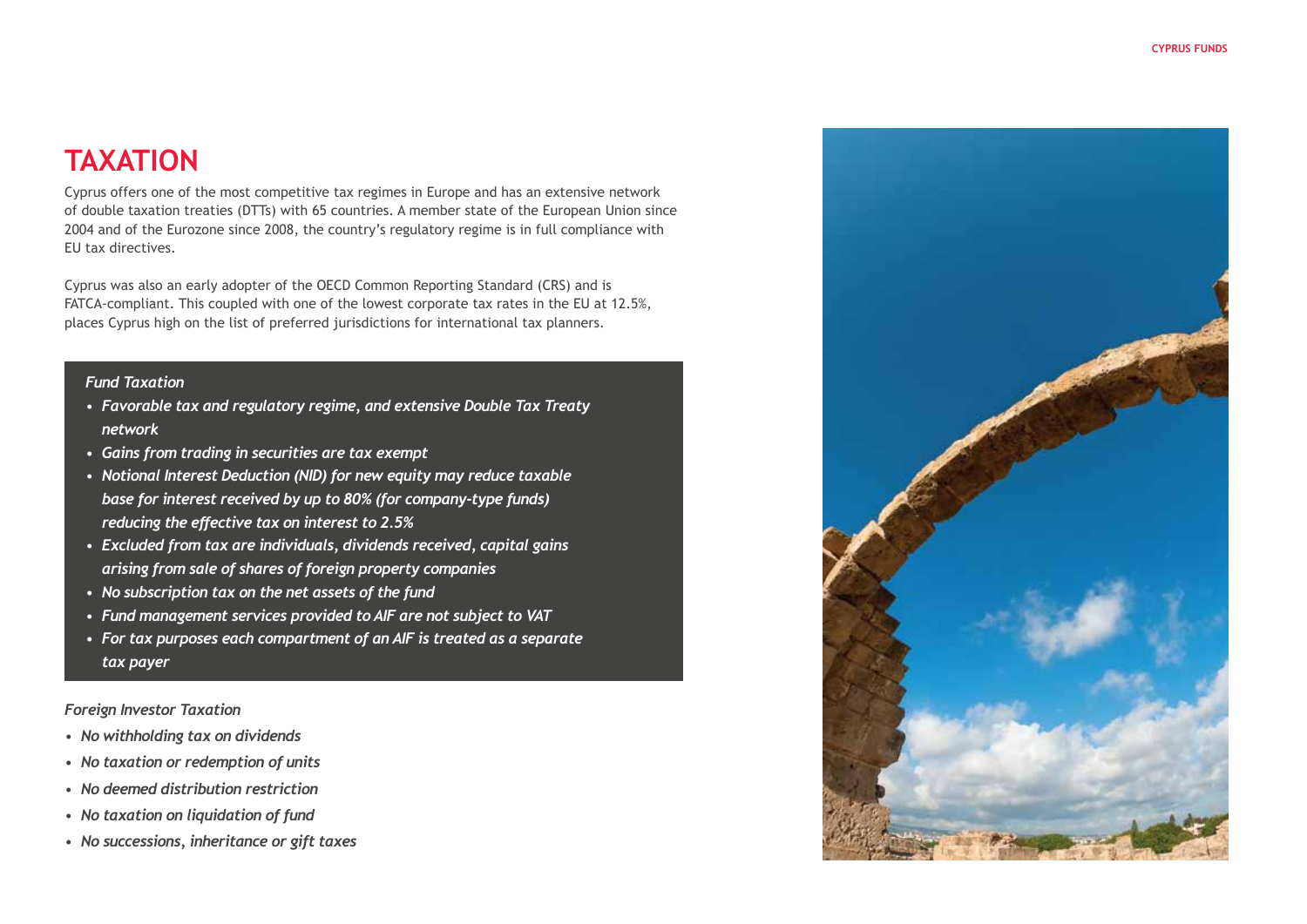# TAXATION

Cyprus offers one of the most competitive tax regimes in Europe and has an extensive network of double taxation treaties (DTTs) with 65 countries. A member state of the European Union since 2004 and of the Eurozone since 2008, the country's regulatory regime is in full compliance with EU tax directives.

Cyprus was also an early adopter of the OECD Common Reporting Standard (CRS) and is FATCA-compliant. This coupled with one of the lowest corporate tax rates in the EU at 12.5%, places Cyprus high on the list of preferred jurisdictions for international tax planners.

*Fund Taxation*

- ***Favorable tax and regulatory regime, and extensive Double Tax Treaty network***
- ***Gains from trading in securities are tax exempt***
- ***Notional Interest Deduction (NID) for new equity may reduce taxable base for interest received by up to 80% (for company-type funds) reducing the effective tax on interest to 2.5%***
- ***Excluded from tax are individuals, dividends received, capital gains arising from sale of shares of foreign property companies***
- ***No subscription tax on the net assets of the fund***
- ***Fund management services provided to AIF are not subject to VAT***
- ***For tax purposes each compartment of an AIF is treated as a separate tax payer***

*Foreign Investor Taxation*

- ***No withholding tax on dividends***
- ***No taxation or redemption of units***
- ***No deemed distribution restriction***
- ***No taxation on liquidation of fund***
- ***No successions, inheritance or gift taxes***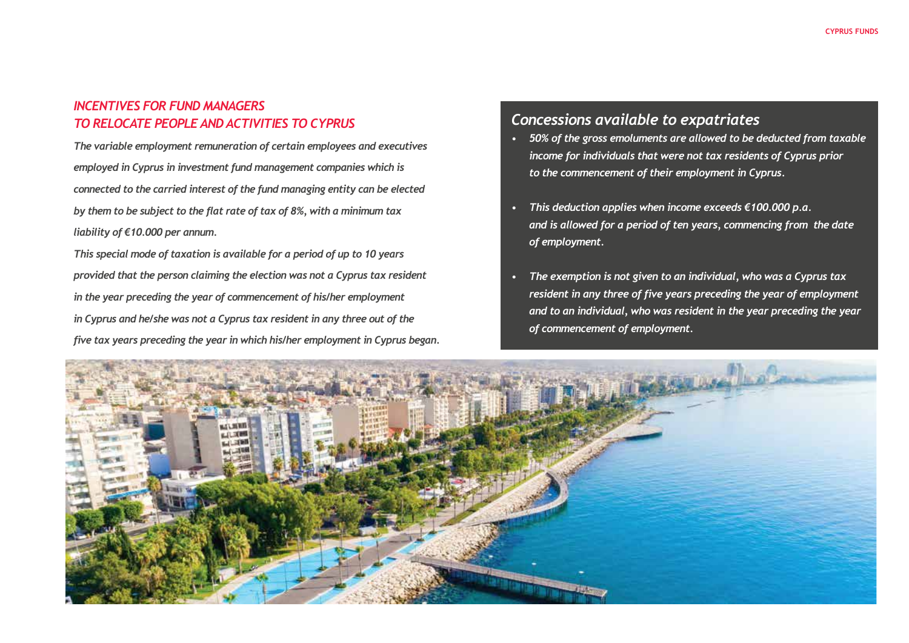## *INCENTIVES FOR FUND MANAGERS TO RELOCATE PEOPLE AND ACTIVITIES TO CYPRUS*

***The variable employment remuneration of certain employees and executives employed in Cyprus in investment fund management companies which is connected to the carried interest of the fund managing entity can be elected by them to be subject to the flat rate of tax of 8%, with a minimum tax liability of €10.000 per annum.***

***This special mode of taxation is available for a period of up to 10 years provided that the person claiming the election was not a Cyprus tax resident in the year preceding the year of commencement of his/her employment in Cyprus and he/she was not a Cyprus tax resident in any three out of the five tax years preceding the year in which his/her employment in Cyprus began.***

## *Concessions available to expatriates*

- ***50% of the gross emoluments are allowed to be deducted from taxable income for individuals that were not tax residents of Cyprus prior to the commencement of their employment in Cyprus.***
- ***This deduction applies when income exceeds €100.000 p.a. and is allowed for a period of ten years, commencing from the date of employment.***
- ***The exemption is not given to an individual, who was a Cyprus tax resident in any three of five years preceding the year of employment and to an individual, who was resident in the year preceding the year of commencement of employment.***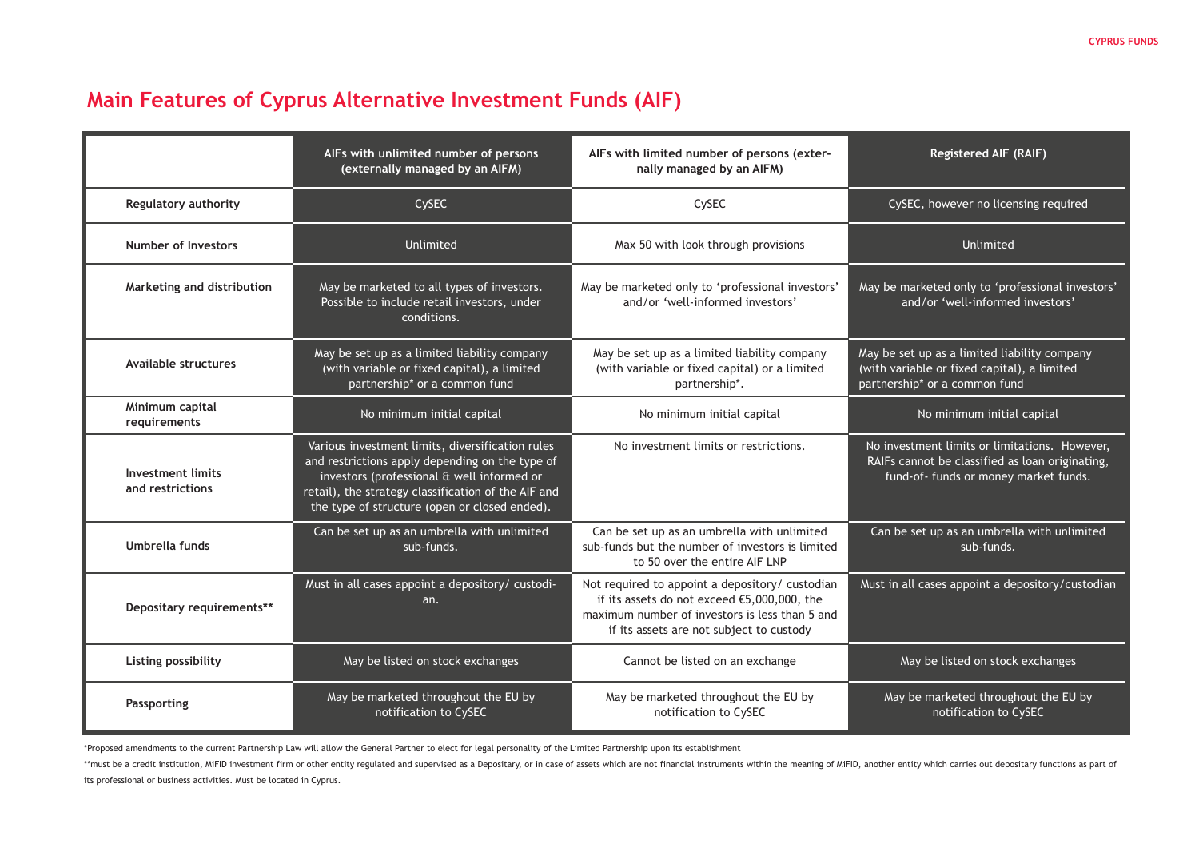# Main Features of Cyprus Alternative Investment Funds (AIF)

| | AIFs with unlimited number of persons (externally managed by an AIFM) | AIFs with limited number of persons (externally managed by an AIFM) | Registered AIF (RAIF) |
|---|---|---|---|
| **Regulatory authority** | CySEC | CySEC | CySEC, however no licensing required |
| **Number of Investors** | Unlimited | Max 50 with look through provisions | Unlimited |
| **Marketing and distribution** | May be marketed to all types of investors. Possible to include retail investors, under conditions. | May be marketed only to 'professional investors' and/or 'well-informed investors' | May be marketed only to 'professional investors' and/or 'well-informed investors' |
| **Available structures** | May be set up as a limited liability company (with variable or fixed capital), a limited partnership* or a common fund | May be set up as a limited liability company (with variable or fixed capital) or a limited partnership*. | May be set up as a limited liability company (with variable or fixed capital), a limited partnership* or a common fund |
| **Minimum capital requirements** | No minimum initial capital | No minimum initial capital | No minimum initial capital |
| **Investment limits and restrictions** | Various investment limits, diversification rules and restrictions apply depending on the type of investors (professional & well informed or retail), the strategy classification of the AIF and the type of structure (open or closed ended). | No investment limits or restrictions. | No investment limits or limitations. However, RAIFs cannot be classified as loan originating, fund-of- funds or money market funds. |
| **Umbrella funds** | Can be set up as an umbrella with unlimited sub-funds. | Can be set up as an umbrella with unlimited sub-funds but the number of investors is limited to 50 over the entire AIF LNP | Can be set up as an umbrella with unlimited sub-funds. |
| **Depositary requirements**** | Must in all cases appoint a depository/ custodian. | Not required to appoint a depository/ custodian if its assets do not exceed €5,000,000, the maximum number of investors is less than 5 and if its assets are not subject to custody | Must in all cases appoint a depository/custodian |
| **Listing possibility** | May be listed on stock exchanges | Cannot be listed on an exchange | May be listed on stock exchanges |
| **Passporting** | May be marketed throughout the EU by notification to CySEC | May be marketed throughout the EU by notification to CySEC | May be marketed throughout the EU by notification to CySEC |

*Proposed amendments to the current Partnership Law will allow the General Partner to elect for legal personality of the Limited Partnership upon its establishment

**must be a credit institution, MiFID investment firm or other entity regulated and supervised as a Depositary, or in case of assets which are not financial instruments within the meaning of MiFID, another entity which carries out depositary functions as part of its professional or business activities. Must be located in Cyprus.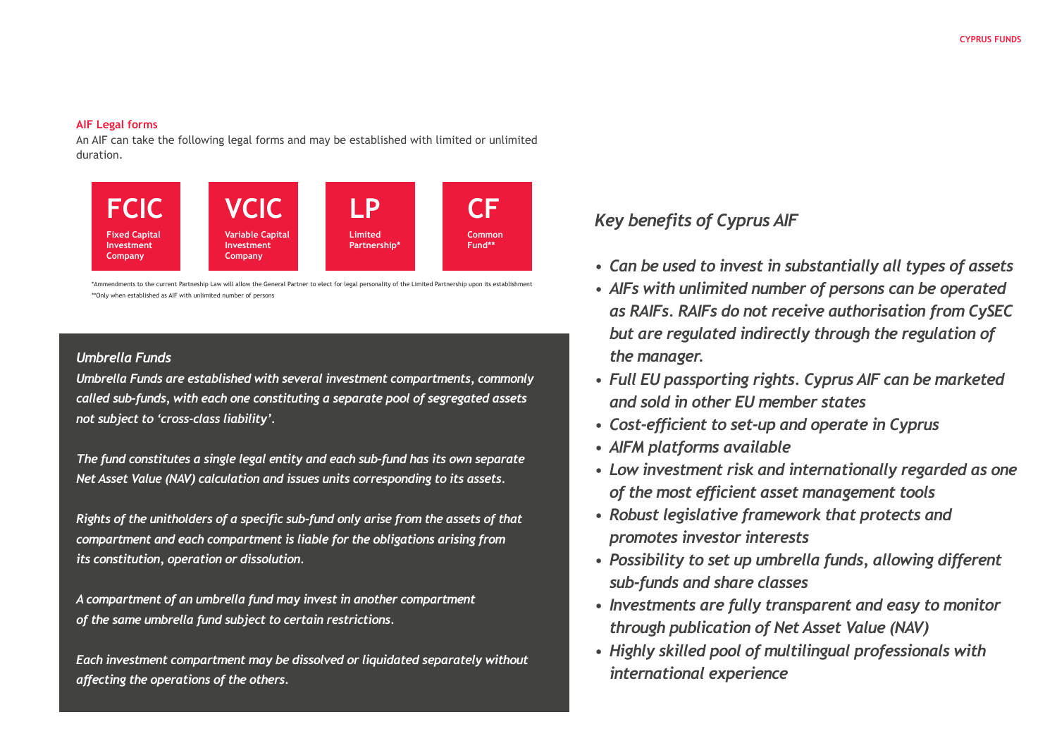## AIF Legal forms

An AIF can take the following legal forms and may be established with limited or unlimited duration.

- **FCIC** – Fixed Capital Investment Company
- **VCIC** – Variable Capital Investment Company
- **LP** – Limited Partnership*
- **CF** – Common Fund**

*Ammendments to the current Partneship Law will allow the General Partner to elect for legal personality of the Limited Partnership upon its establishment

**Only when established as AIF with unlimited number of persons

### *Umbrella Funds*

***Umbrella Funds are established with several investment compartments, commonly called sub-funds, with each one constituting a separate pool of segregated assets not subject to 'cross-class liability'.***

***The fund constitutes a single legal entity and each sub-fund has its own separate Net Asset Value (NAV) calculation and issues units corresponding to its assets.***

***Rights of the unitholders of a specific sub-fund only arise from the assets of that compartment and each compartment is liable for the obligations arising from its constitution, operation or dissolution.***

***A compartment of an umbrella fund may invest in another compartment of the same umbrella fund subject to certain restrictions.***

***Each investment compartment may be dissolved or liquidated separately without affecting the operations of the others.***

## *Key benefits of Cyprus AIF*

- *Can be used to invest in substantially all types of assets*
- *AIFs with unlimited number of persons can be operated as RAIFs. RAIFs do not receive authorisation from CySEC but are regulated indirectly through the regulation of the manager.*
- *Full EU passporting rights. Cyprus AIF can be marketed and sold in other EU member states*
- *Cost-efficient to set-up and operate in Cyprus*
- *AIFM platforms available*
- *Low investment risk and internationally regarded as one of the most efficient asset management tools*
- *Robust legislative framework that protects and promotes investor interests*
- *Possibility to set up umbrella funds, allowing different sub-funds and share classes*
- *Investments are fully transparent and easy to monitor through publication of Net Asset Value (NAV)*
- *Highly skilled pool of multilingual professionals with international experience*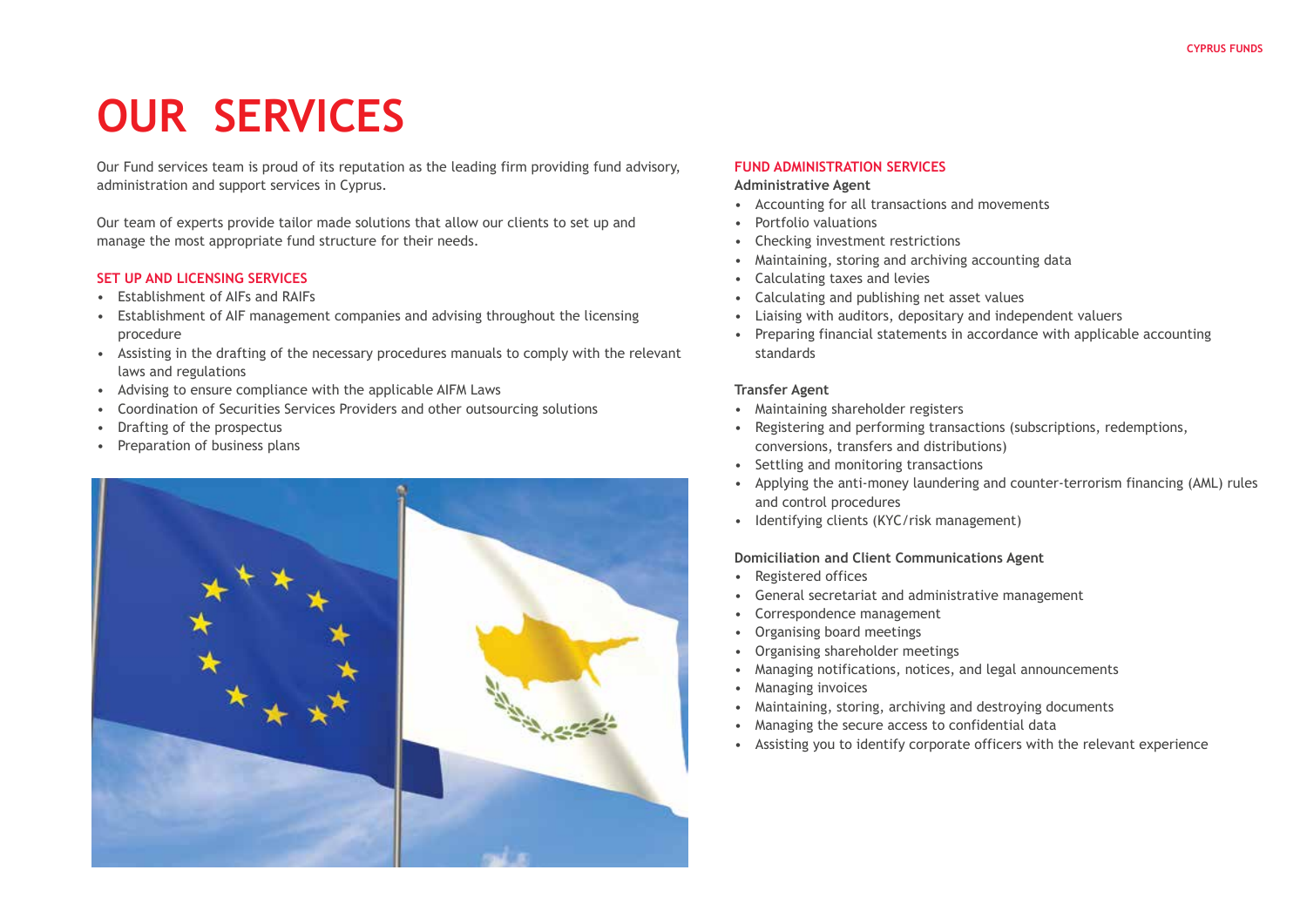# OUR SERVICES

Our Fund services team is proud of its reputation as the leading firm providing fund advisory, administration and support services in Cyprus.

Our team of experts provide tailor made solutions that allow our clients to set up and manage the most appropriate fund structure for their needs.

## SET UP AND LICENSING SERVICES

- Establishment of AIFs and RAIFs
- Establishment of AIF management companies and advising throughout the licensing procedure
- Assisting in the drafting of the necessary procedures manuals to comply with the relevant laws and regulations
- Advising to ensure compliance with the applicable AIFM Laws
- Coordination of Securities Services Providers and other outsourcing solutions
- Drafting of the prospectus
- Preparation of business plans

## FUND ADMINISTRATION SERVICES

**Administrative Agent**

- Accounting for all transactions and movements
- Portfolio valuations
- Checking investment restrictions
- Maintaining, storing and archiving accounting data
- Calculating taxes and levies
- Calculating and publishing net asset values
- Liaising with auditors, depositary and independent valuers
- Preparing financial statements in accordance with applicable accounting standards

**Transfer Agent**

- Maintaining shareholder registers
- Registering and performing transactions (subscriptions, redemptions, conversions, transfers and distributions)
- Settling and monitoring transactions
- Applying the anti-money laundering and counter-terrorism financing (AML) rules and control procedures
- Identifying clients (KYC/risk management)

**Domiciliation and Client Communications Agent**

- Registered offices
- General secretariat and administrative management
- Correspondence management
- Organising board meetings
- Organising shareholder meetings
- Managing notifications, notices, and legal announcements
- Managing invoices
- Maintaining, storing, archiving and destroying documents
- Managing the secure access to confidential data
- Assisting you to identify corporate officers with the relevant experience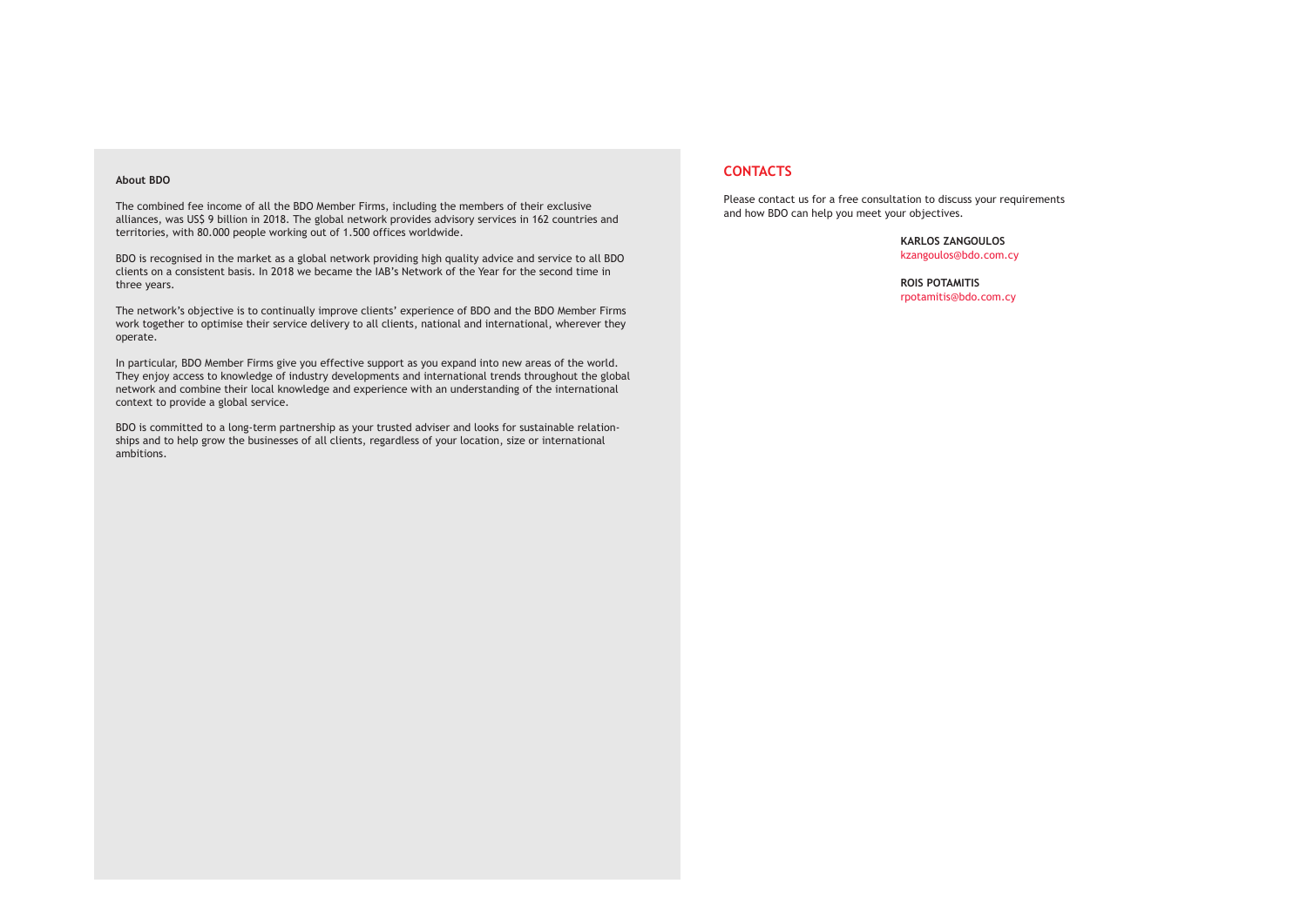**About BDO**

The combined fee income of all the BDO Member Firms, including the members of their exclusive alliances, was US$ 9 billion in 2018. The global network provides advisory services in 162 countries and territories, with 80.000 people working out of 1.500 offices worldwide.

BDO is recognised in the market as a global network providing high quality advice and service to all BDO clients on a consistent basis. In 2018 we became the IAB's Network of the Year for the second time in three years.

The network's objective is to continually improve clients' experience of BDO and the BDO Member Firms work together to optimise their service delivery to all clients, national and international, wherever they operate.

In particular, BDO Member Firms give you effective support as you expand into new areas of the world. They enjoy access to knowledge of industry developments and international trends throughout the global network and combine their local knowledge and experience with an understanding of the international context to provide a global service.

BDO is committed to a long-term partnership as your trusted adviser and looks for sustainable relationships and to help grow the businesses of all clients, regardless of your location, size or international ambitions.

## CONTACTS

Please contact us for a free consultation to discuss your requirements and how BDO can help you meet your objectives.

**KARLOS ZANGOULOS**
kzangoulos@bdo.com.cy

**ROIS POTAMITIS**
rpotamitis@bdo.com.cy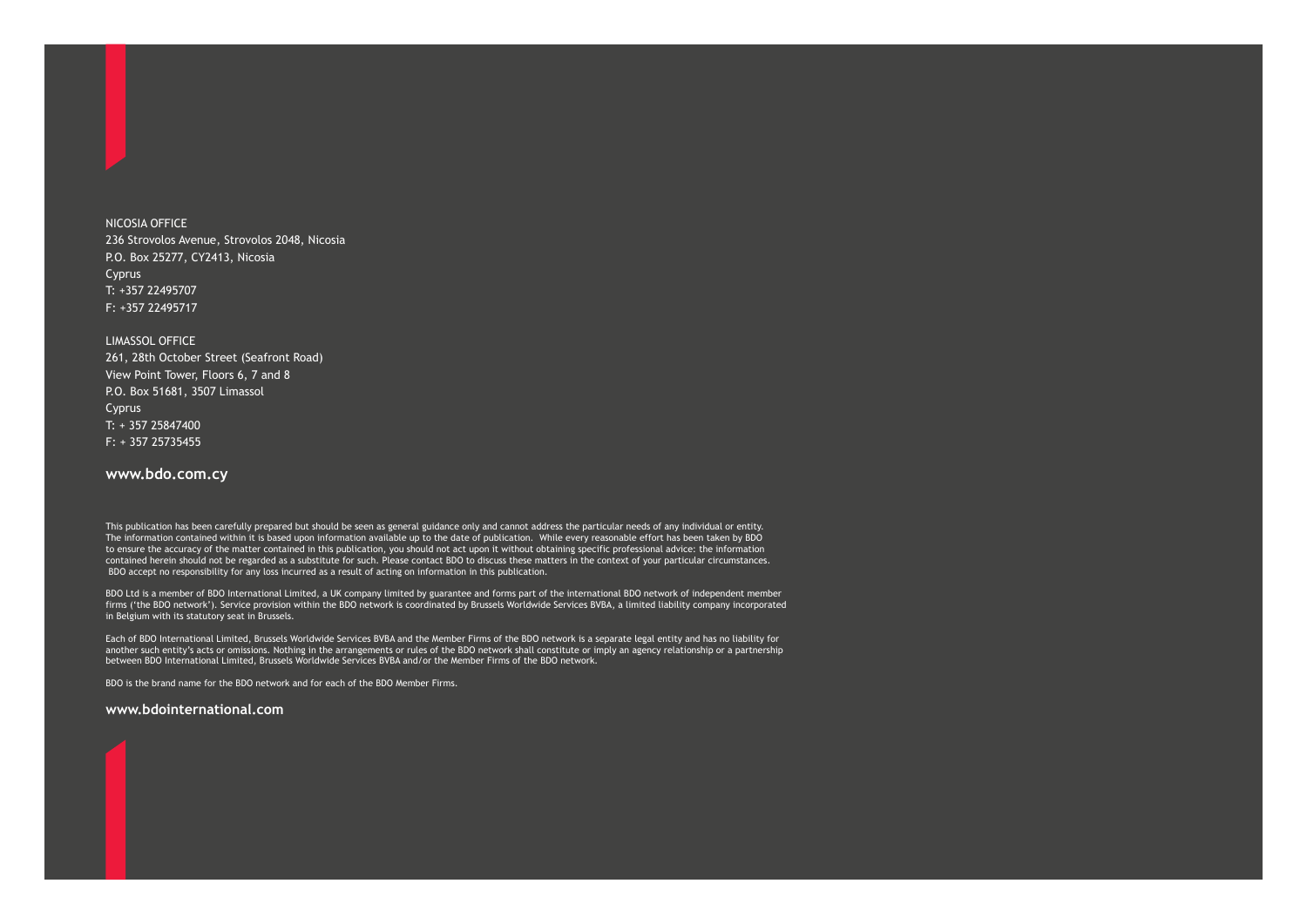NICOSIA OFFICE
236 Strovolos Avenue, Strovolos 2048, Nicosia
P.O. Box 25277, CY2413, Nicosia
Cyprus
T: +357 22495707
F: +357 22495717

LIMASSOL OFFICE
261, 28th October Street (Seafront Road)
View Point Tower, Floors 6, 7 and 8
P.O. Box 51681, 3507 Limassol
Cyprus
T: + 357 25847400
F: + 357 25735455

**www.bdo.com.cy**

This publication has been carefully prepared but should be seen as general guidance only and cannot address the particular needs of any individual or entity. The information contained within it is based upon information available up to the date of publication. While every reasonable effort has been taken by BDO to ensure the accuracy of the matter contained in this publication, you should not act upon it without obtaining specific professional advice: the information contained herein should not be regarded as a substitute for such. Please contact BDO to discuss these matters in the context of your particular circumstances. BDO accept no responsibility for any loss incurred as a result of acting on information in this publication.

BDO Ltd is a member of BDO International Limited, a UK company limited by guarantee and forms part of the international BDO network of independent member firms ('the BDO network'). Service provision within the BDO network is coordinated by Brussels Worldwide Services BVBA, a limited liability company incorporated in Belgium with its statutory seat in Brussels.

Each of BDO International Limited, Brussels Worldwide Services BVBA and the Member Firms of the BDO network is a separate legal entity and has no liability for another such entity's acts or omissions. Nothing in the arrangements or rules of the BDO network shall constitute or imply an agency relationship or a partnership between BDO International Limited, Brussels Worldwide Services BVBA and/or the Member Firms of the BDO network.

BDO is the brand name for the BDO network and for each of the BDO Member Firms.

**www.bdointernational.com**